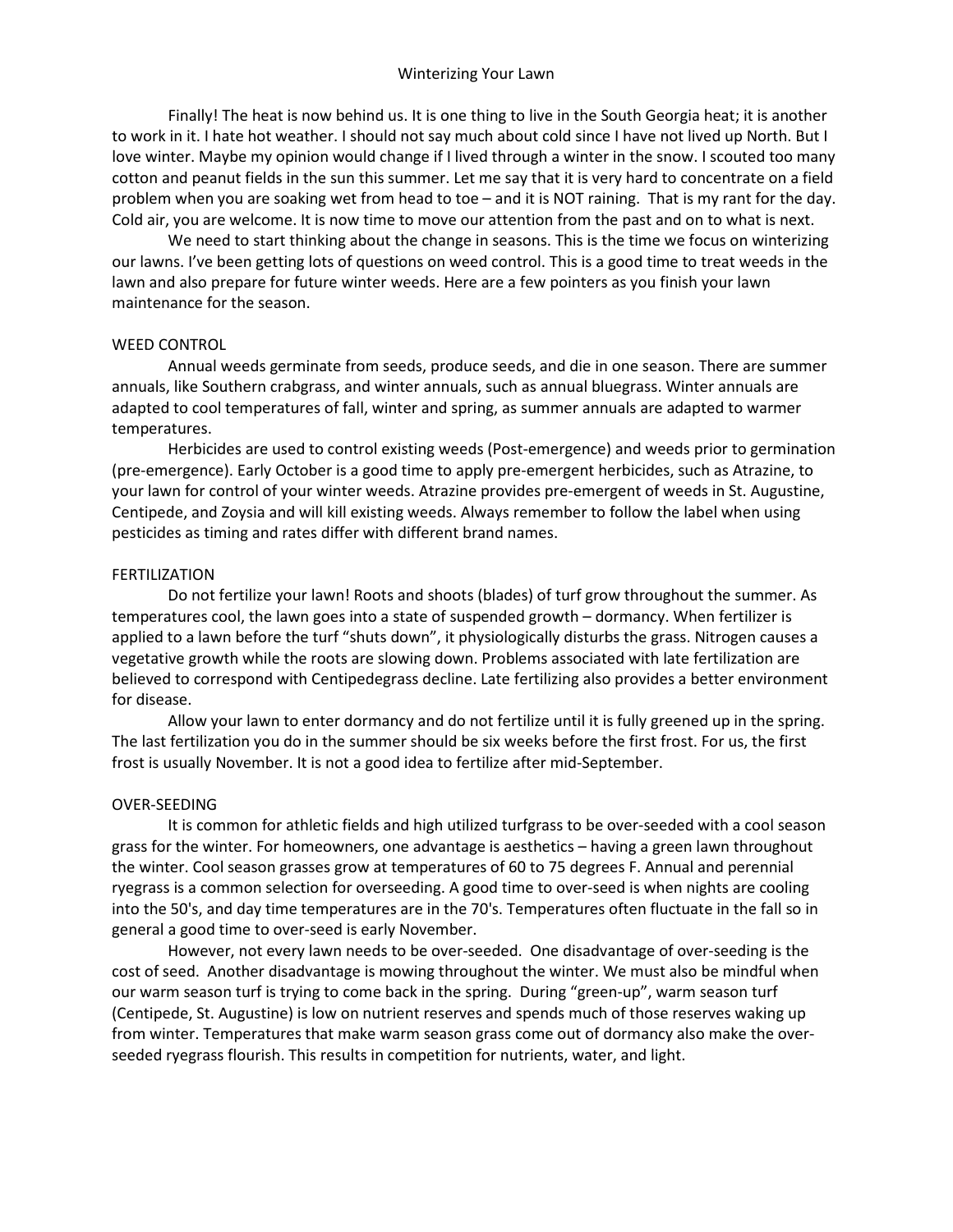# Winterizing Your Lawn

Finally! The heat is now behind us. It is one thing to live in the South Georgia heat; it is another to work in it. I hate hot weather. I should not say much about cold since I have not lived up North. But I love winter. Maybe my opinion would change if I lived through a winter in the snow. I scouted too many cotton and peanut fields in the sun this summer. Let me say that it is very hard to concentrate on a field problem when you are soaking wet from head to toe – and it is NOT raining. That is my rant for the day. Cold air, you are welcome. It is now time to move our attention from the past and on to what is next.

We need to start thinking about the change in seasons. This is the time we focus on winterizing our lawns. I've been getting lots of questions on weed control. This is a good time to treat weeds in the lawn and also prepare for future winter weeds. Here are a few pointers as you finish your lawn maintenance for the season.

## WEED CONTROL

Annual weeds germinate from seeds, produce seeds, and die in one season. There are summer annuals, like Southern crabgrass, and winter annuals, such as annual bluegrass. Winter annuals are adapted to cool temperatures of fall, winter and spring, as summer annuals are adapted to warmer temperatures.

Herbicides are used to control existing weeds (Post-emergence) and weeds prior to germination (pre-emergence). Early October is a good time to apply pre-emergent herbicides, such as Atrazine, to your lawn for control of your winter weeds. Atrazine provides pre-emergent of weeds in St. Augustine, Centipede, and Zoysia and will kill existing weeds. Always remember to follow the label when using pesticides as timing and rates differ with different brand names.

## FERTILIZATION

Do not fertilize your lawn! Roots and shoots (blades) of turf grow throughout the summer. As temperatures cool, the lawn goes into a state of suspended growth – dormancy. When fertilizer is applied to a lawn before the turf "shuts down", it physiologically disturbs the grass. Nitrogen causes a vegetative growth while the roots are slowing down. Problems associated with late fertilization are believed to correspond with Centipedegrass decline. Late fertilizing also provides a better environment for disease.

Allow your lawn to enter dormancy and do not fertilize until it is fully greened up in the spring. The last fertilization you do in the summer should be six weeks before the first frost. For us, the first frost is usually November. It is not a good idea to fertilize after mid-September.

## OVER-SEEDING

It is common for athletic fields and high utilized turfgrass to be over-seeded with a cool season grass for the winter. For homeowners, one advantage is aesthetics – having a green lawn throughout the winter. Cool season grasses grow at temperatures of 60 to 75 degrees F. Annual and perennial ryegrass is a common selection for overseeding. A good time to over-seed is when nights are cooling into the 50's, and day time temperatures are in the 70's. Temperatures often fluctuate in the fall so in general a good time to over-seed is early November.

However, not every lawn needs to be over-seeded. One disadvantage of over-seeding is the cost of seed. Another disadvantage is mowing throughout the winter. We must also be mindful when our warm season turf is trying to come back in the spring. During "green-up", warm season turf (Centipede, St. Augustine) is low on nutrient reserves and spends much of those reserves waking up from winter. Temperatures that make warm season grass come out of dormancy also make the over-seeded ryegrass flourish. This results in competition for nutrients, water, and light.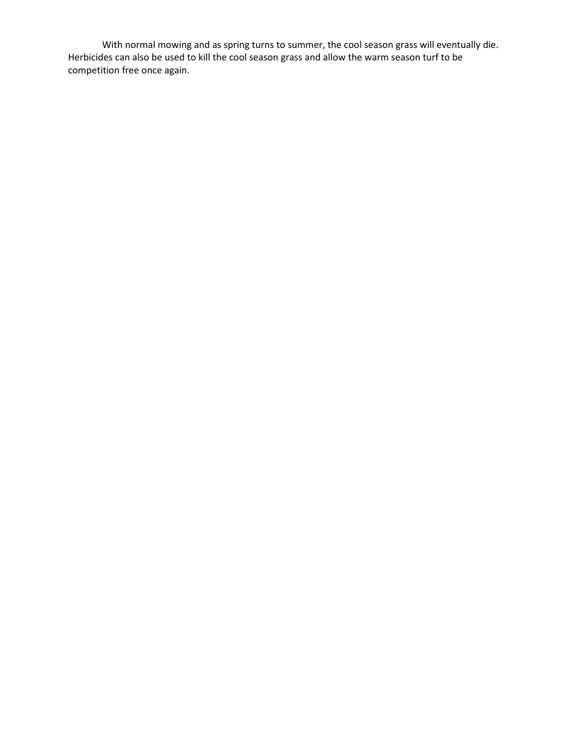With normal mowing and as spring turns to summer, the cool season grass will eventually die. Herbicides can also be used to kill the cool season grass and allow the warm season turf to be competition free once again.